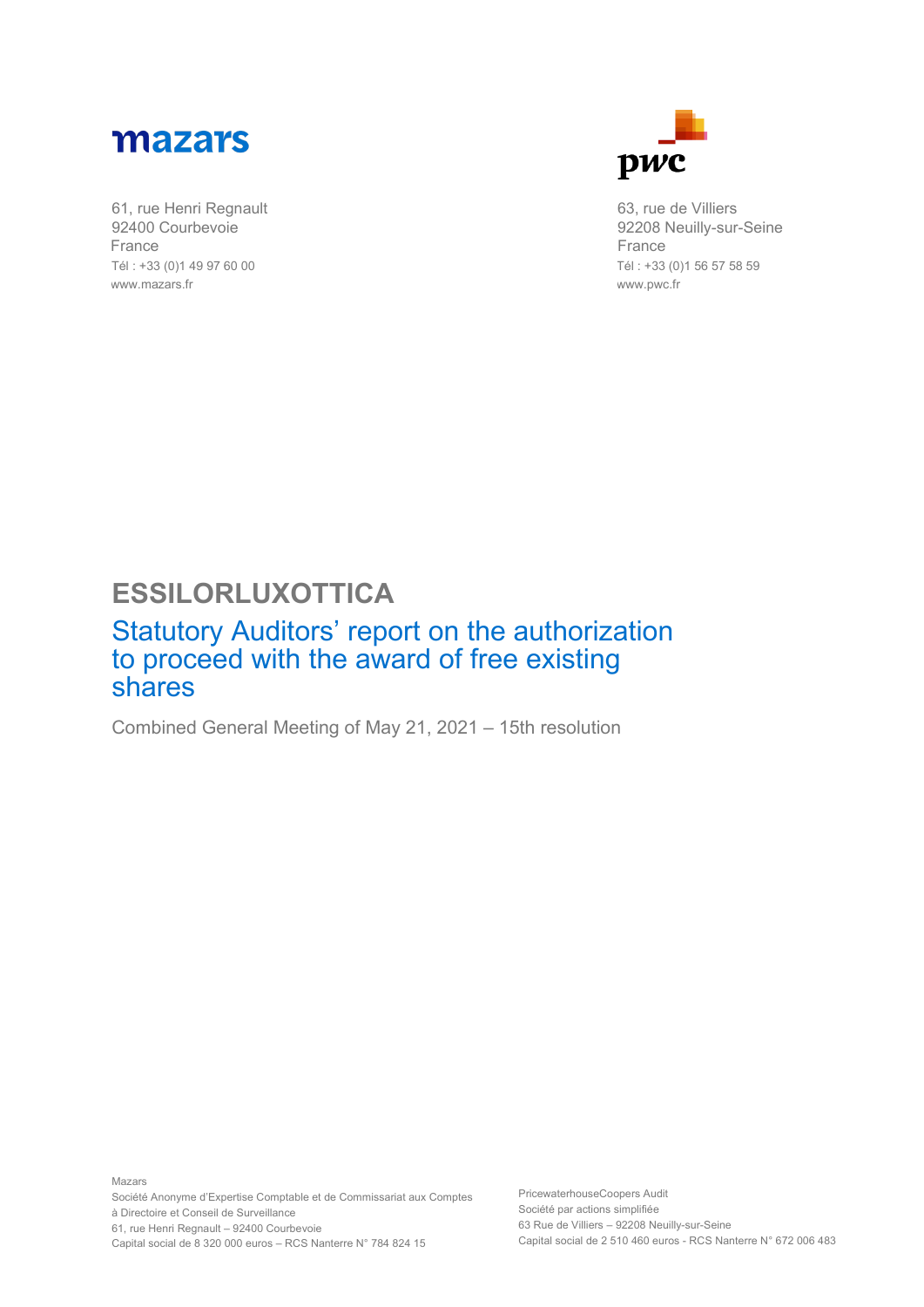mazars

61, rue Henri Regnault
92400 Courbevoie
France
Tél : +33 (0)1 49 97 60 00
www.mazars.fr

pwc

63, rue de Villiers
92208 Neuilly-sur-Seine
France
Tél : +33 (0)1 56 57 58 59
www.pwc.fr

# ESSILORLUXOTTICA

## Statutory Auditors' report on the authorization to proceed with the award of free existing shares

Combined General Meeting of May 21, 2021 – 15th resolution

Mazars
Société Anonyme d'Expertise Comptable et de Commissariat aux Comptes
à Directoire et Conseil de Surveillance
61, rue Henri Regnault – 92400 Courbevoie
Capital social de 8 320 000 euros – RCS Nanterre N° 784 824 15

PricewaterhouseCoopers Audit
Société par actions simplifiée
63 Rue de Villiers – 92208 Neuilly-sur-Seine
Capital social de 2 510 460 euros - RCS Nanterre N° 672 006 483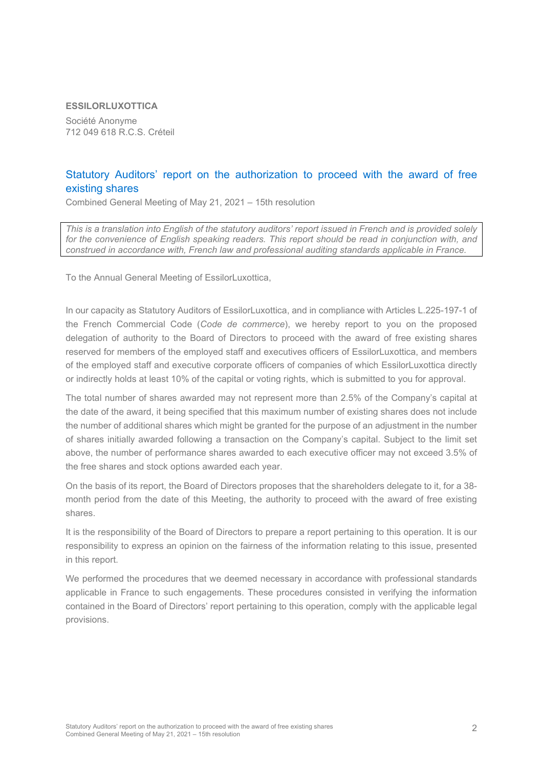**ESSILORLUXOTTICA**

Société Anonyme
712 049 618 R.C.S. Créteil

## Statutory Auditors' report on the authorization to proceed with the award of free existing shares

Combined General Meeting of May 21, 2021 – 15th resolution

*This is a translation into English of the statutory auditors' report issued in French and is provided solely for the convenience of English speaking readers. This report should be read in conjunction with, and construed in accordance with, French law and professional auditing standards applicable in France.*

To the Annual General Meeting of EssilorLuxottica,

In our capacity as Statutory Auditors of EssilorLuxottica, and in compliance with Articles L.225-197-1 of the French Commercial Code (*Code de commerce*), we hereby report to you on the proposed delegation of authority to the Board of Directors to proceed with the award of free existing shares reserved for members of the employed staff and executives officers of EssilorLuxottica, and members of the employed staff and executive corporate officers of companies of which EssilorLuxottica directly or indirectly holds at least 10% of the capital or voting rights, which is submitted to you for approval.

The total number of shares awarded may not represent more than 2.5% of the Company's capital at the date of the award, it being specified that this maximum number of existing shares does not include the number of additional shares which might be granted for the purpose of an adjustment in the number of shares initially awarded following a transaction on the Company's capital. Subject to the limit set above, the number of performance shares awarded to each executive officer may not exceed 3.5% of the free shares and stock options awarded each year.

On the basis of its report, the Board of Directors proposes that the shareholders delegate to it, for a 38-month period from the date of this Meeting, the authority to proceed with the award of free existing shares.

It is the responsibility of the Board of Directors to prepare a report pertaining to this operation. It is our responsibility to express an opinion on the fairness of the information relating to this issue, presented in this report.

We performed the procedures that we deemed necessary in accordance with professional standards applicable in France to such engagements. These procedures consisted in verifying the information contained in the Board of Directors' report pertaining to this operation, comply with the applicable legal provisions.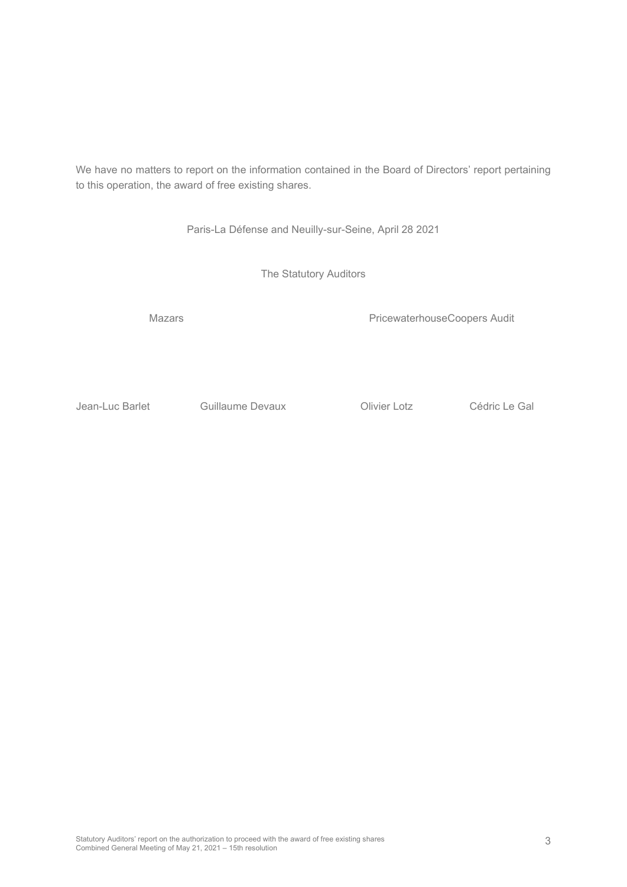We have no matters to report on the information contained in the Board of Directors' report pertaining to this operation, the award of free existing shares.

Paris-La Défense and Neuilly-sur-Seine, April 28 2021

The Statutory Auditors

| Mazars | | PricewaterhouseCoopers Audit | |
| --- | --- | --- | --- |
| Jean-Luc Barlet | Guillaume Devaux | Olivier Lotz | Cédric Le Gal |